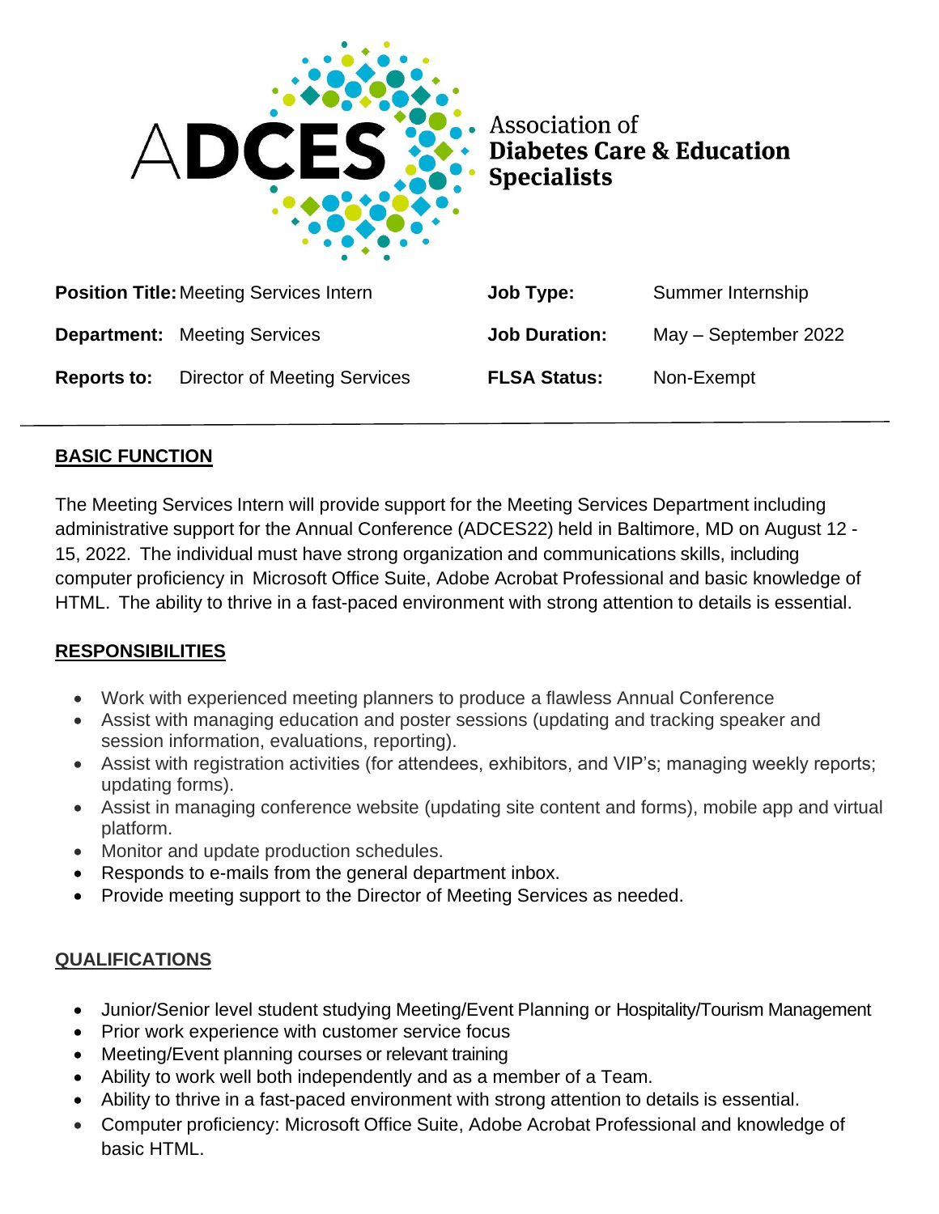ADCES

Association of **Diabetes Care & Education Specialists**

| | | | |
|---|---|---|---|
| **Position Title:** | Meeting Services Intern | **Job Type:** | Summer Internship |
| **Department:** | Meeting Services | **Job Duration:** | May – September 2022 |
| **Reports to:** | Director of Meeting Services | **FLSA Status:** | Non-Exempt |

---

## BASIC FUNCTION

The Meeting Services Intern will provide support for the Meeting Services Department including administrative support for the Annual Conference (ADCES22) held in Baltimore, MD on August 12 - 15, 2022. The individual must have strong organization and communications skills, including computer proficiency in Microsoft Office Suite, Adobe Acrobat Professional and basic knowledge of HTML. The ability to thrive in a fast-paced environment with strong attention to details is essential.

## RESPONSIBILITIES

- Work with experienced meeting planners to produce a flawless Annual Conference
- Assist with managing education and poster sessions (updating and tracking speaker and session information, evaluations, reporting).
- Assist with registration activities (for attendees, exhibitors, and VIP's; managing weekly reports; updating forms).
- Assist in managing conference website (updating site content and forms), mobile app and virtual platform.
- Monitor and update production schedules.
- Responds to e-mails from the general department inbox.
- Provide meeting support to the Director of Meeting Services as needed.

## QUALIFICATIONS

- Junior/Senior level student studying Meeting/Event Planning or Hospitality/Tourism Management
- Prior work experience with customer service focus
- Meeting/Event planning courses or relevant training
- Ability to work well both independently and as a member of a Team.
- Ability to thrive in a fast-paced environment with strong attention to details is essential.
- Computer proficiency: Microsoft Office Suite, Adobe Acrobat Professional and knowledge of basic HTML.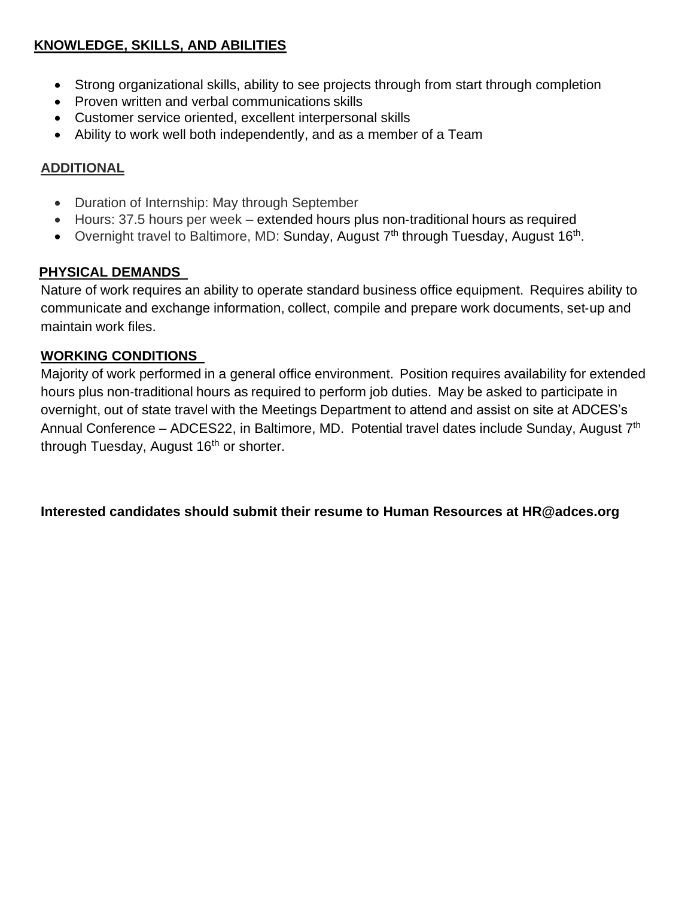## KNOWLEDGE, SKILLS, AND ABILITIES

- Strong organizational skills, ability to see projects through from start through completion
- Proven written and verbal communications skills
- Customer service oriented, excellent interpersonal skills
- Ability to work well both independently, and as a member of a Team

## ADDITIONAL

- Duration of Internship: May through September
- Hours: 37.5 hours per week – extended hours plus non-traditional hours as required
- Overnight travel to Baltimore, MD: Sunday, August 7th through Tuesday, August 16th.

## PHYSICAL DEMANDS

Nature of work requires an ability to operate standard business office equipment. Requires ability to communicate and exchange information, collect, compile and prepare work documents, set-up and maintain work files.

## WORKING CONDITIONS

Majority of work performed in a general office environment. Position requires availability for extended hours plus non-traditional hours as required to perform job duties. May be asked to participate in overnight, out of state travel with the Meetings Department to attend and assist on site at ADCES's Annual Conference – ADCES22, in Baltimore, MD. Potential travel dates include Sunday, August 7th through Tuesday, August 16th or shorter.

**Interested candidates should submit their resume to Human Resources at HR@adces.org**